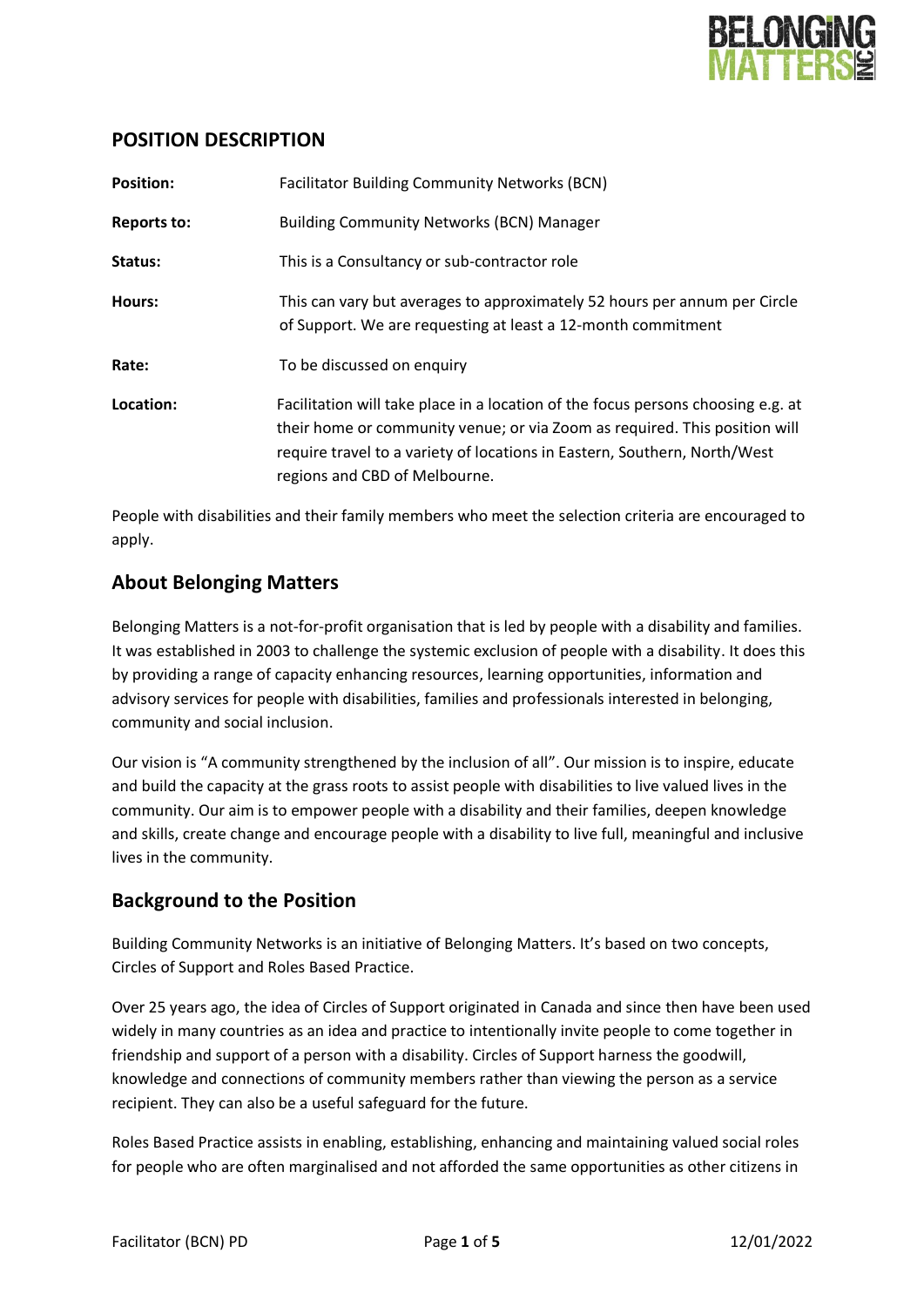## POSITION DESCRIPTION

| | |
|---|---|
| **Position:** | Facilitator Building Community Networks (BCN) |
| **Reports to:** | Building Community Networks (BCN) Manager |
| **Status:** | This is a Consultancy or sub-contractor role |
| **Hours:** | This can vary but averages to approximately 52 hours per annum per Circle of Support. We are requesting at least a 12-month commitment |
| **Rate:** | To be discussed on enquiry |
| **Location:** | Facilitation will take place in a location of the focus persons choosing e.g. at their home or community venue; or via Zoom as required. This position will require travel to a variety of locations in Eastern, Southern, North/West regions and CBD of Melbourne. |

People with disabilities and their family members who meet the selection criteria are encouraged to apply.

## About Belonging Matters

Belonging Matters is a not-for-profit organisation that is led by people with a disability and families. It was established in 2003 to challenge the systemic exclusion of people with a disability. It does this by providing a range of capacity enhancing resources, learning opportunities, information and advisory services for people with disabilities, families and professionals interested in belonging, community and social inclusion.

Our vision is "A community strengthened by the inclusion of all". Our mission is to inspire, educate and build the capacity at the grass roots to assist people with disabilities to live valued lives in the community. Our aim is to empower people with a disability and their families, deepen knowledge and skills, create change and encourage people with a disability to live full, meaningful and inclusive lives in the community.

## Background to the Position

Building Community Networks is an initiative of Belonging Matters. It's based on two concepts, Circles of Support and Roles Based Practice.

Over 25 years ago, the idea of Circles of Support originated in Canada and since then have been used widely in many countries as an idea and practice to intentionally invite people to come together in friendship and support of a person with a disability. Circles of Support harness the goodwill, knowledge and connections of community members rather than viewing the person as a service recipient. They can also be a useful safeguard for the future.

Roles Based Practice assists in enabling, establishing, enhancing and maintaining valued social roles for people who are often marginalised and not afforded the same opportunities as other citizens in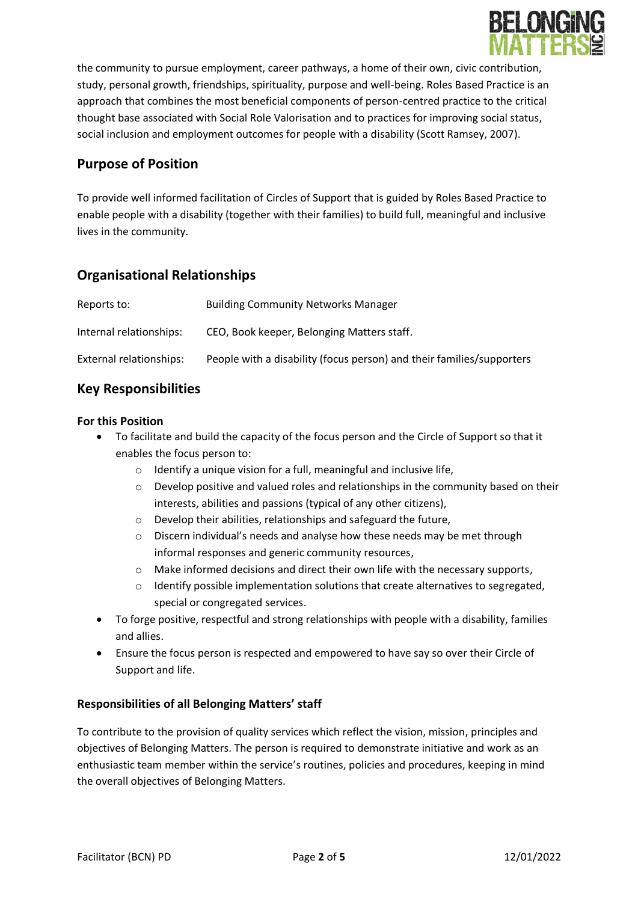the community to pursue employment, career pathways, a home of their own, civic contribution, study, personal growth, friendships, spirituality, purpose and well-being. Roles Based Practice is an approach that combines the most beneficial components of person-centred practice to the critical thought base associated with Social Role Valorisation and to practices for improving social status, social inclusion and employment outcomes for people with a disability (Scott Ramsey, 2007).

## Purpose of Position

To provide well informed facilitation of Circles of Support that is guided by Roles Based Practice to enable people with a disability (together with their families) to build full, meaningful and inclusive lives in the community.

## Organisational Relationships

| | |
|---|---|
| Reports to: | Building Community Networks Manager |
| Internal relationships: | CEO, Book keeper, Belonging Matters staff. |
| External relationships: | People with a disability (focus person) and their families/supporters |

## Key Responsibilities

### For this Position

- To facilitate and build the capacity of the focus person and the Circle of Support so that it enables the focus person to:
  - Identify a unique vision for a full, meaningful and inclusive life,
  - Develop positive and valued roles and relationships in the community based on their interests, abilities and passions (typical of any other citizens),
  - Develop their abilities, relationships and safeguard the future,
  - Discern individual's needs and analyse how these needs may be met through informal responses and generic community resources,
  - Make informed decisions and direct their own life with the necessary supports,
  - Identify possible implementation solutions that create alternatives to segregated, special or congregated services.
- To forge positive, respectful and strong relationships with people with a disability, families and allies.
- Ensure the focus person is respected and empowered to have say so over their Circle of Support and life.

### Responsibilities of all Belonging Matters' staff

To contribute to the provision of quality services which reflect the vision, mission, principles and objectives of Belonging Matters. The person is required to demonstrate initiative and work as an enthusiastic team member within the service's routines, policies and procedures, keeping in mind the overall objectives of Belonging Matters.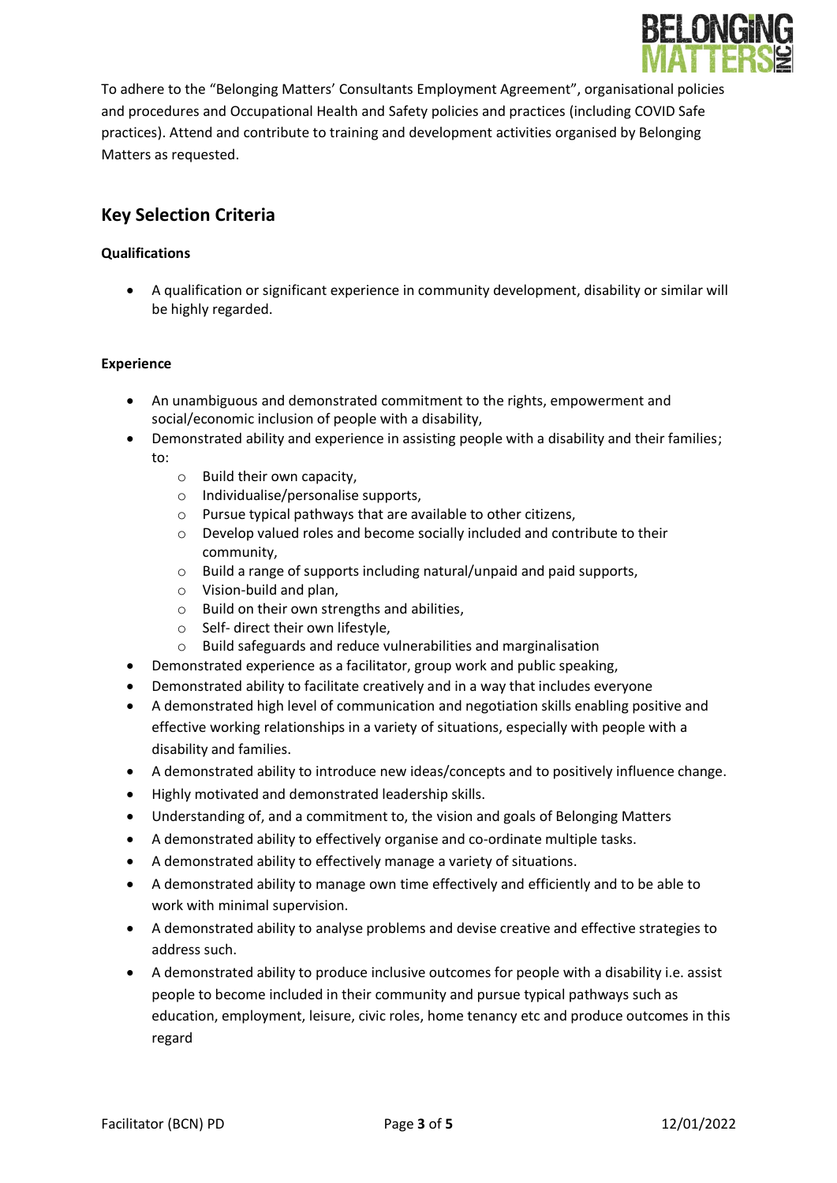To adhere to the "Belonging Matters' Consultants Employment Agreement", organisational policies and procedures and Occupational Health and Safety policies and practices (including COVID Safe practices). Attend and contribute to training and development activities organised by Belonging Matters as requested.

## Key Selection Criteria

### Qualifications

- A qualification or significant experience in community development, disability or similar will be highly regarded.

### Experience

- An unambiguous and demonstrated commitment to the rights, empowerment and social/economic inclusion of people with a disability,
- Demonstrated ability and experience in assisting people with a disability and their families; to:
  - Build their own capacity,
  - Individualise/personalise supports,
  - Pursue typical pathways that are available to other citizens,
  - Develop valued roles and become socially included and contribute to their community,
  - Build a range of supports including natural/unpaid and paid supports,
  - Vision-build and plan,
  - Build on their own strengths and abilities,
  - Self- direct their own lifestyle,
  - Build safeguards and reduce vulnerabilities and marginalisation
- Demonstrated experience as a facilitator, group work and public speaking,
- Demonstrated ability to facilitate creatively and in a way that includes everyone
- A demonstrated high level of communication and negotiation skills enabling positive and effective working relationships in a variety of situations, especially with people with a disability and families.
- A demonstrated ability to introduce new ideas/concepts and to positively influence change.
- Highly motivated and demonstrated leadership skills.
- Understanding of, and a commitment to, the vision and goals of Belonging Matters
- A demonstrated ability to effectively organise and co-ordinate multiple tasks.
- A demonstrated ability to effectively manage a variety of situations.
- A demonstrated ability to manage own time effectively and efficiently and to be able to work with minimal supervision.
- A demonstrated ability to analyse problems and devise creative and effective strategies to address such.
- A demonstrated ability to produce inclusive outcomes for people with a disability i.e. assist people to become included in their community and pursue typical pathways such as education, employment, leisure, civic roles, home tenancy etc and produce outcomes in this regard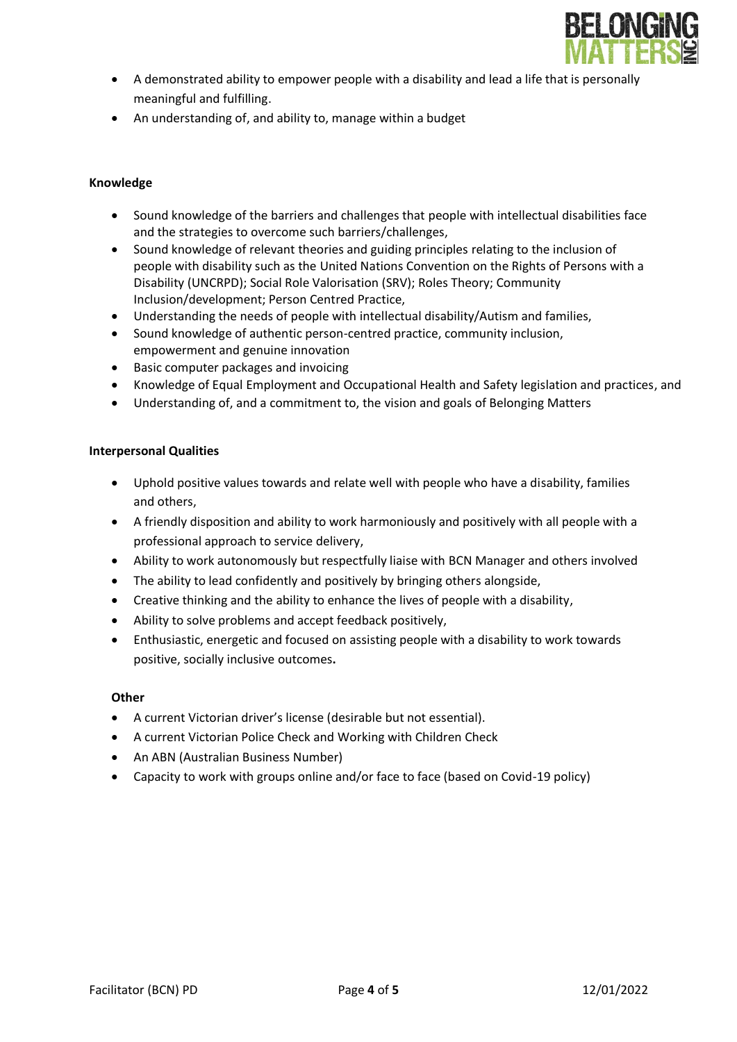- A demonstrated ability to empower people with a disability and lead a life that is personally meaningful and fulfilling.
- An understanding of, and ability to, manage within a budget

**Knowledge**

- Sound knowledge of the barriers and challenges that people with intellectual disabilities face and the strategies to overcome such barriers/challenges,
- Sound knowledge of relevant theories and guiding principles relating to the inclusion of people with disability such as the United Nations Convention on the Rights of Persons with a Disability (UNCRPD); Social Role Valorisation (SRV); Roles Theory; Community Inclusion/development; Person Centred Practice,
- Understanding the needs of people with intellectual disability/Autism and families,
- Sound knowledge of authentic person-centred practice, community inclusion, empowerment and genuine innovation
- Basic computer packages and invoicing
- Knowledge of Equal Employment and Occupational Health and Safety legislation and practices, and
- Understanding of, and a commitment to, the vision and goals of Belonging Matters

**Interpersonal Qualities**

- Uphold positive values towards and relate well with people who have a disability, families and others,
- A friendly disposition and ability to work harmoniously and positively with all people with a professional approach to service delivery,
- Ability to work autonomously but respectfully liaise with BCN Manager and others involved
- The ability to lead confidently and positively by bringing others alongside,
- Creative thinking and the ability to enhance the lives of people with a disability,
- Ability to solve problems and accept feedback positively,
- Enthusiastic, energetic and focused on assisting people with a disability to work towards positive, socially inclusive outcomes.

**Other**

- A current Victorian driver's license (desirable but not essential).
- A current Victorian Police Check and Working with Children Check
- An ABN (Australian Business Number)
- Capacity to work with groups online and/or face to face (based on Covid-19 policy)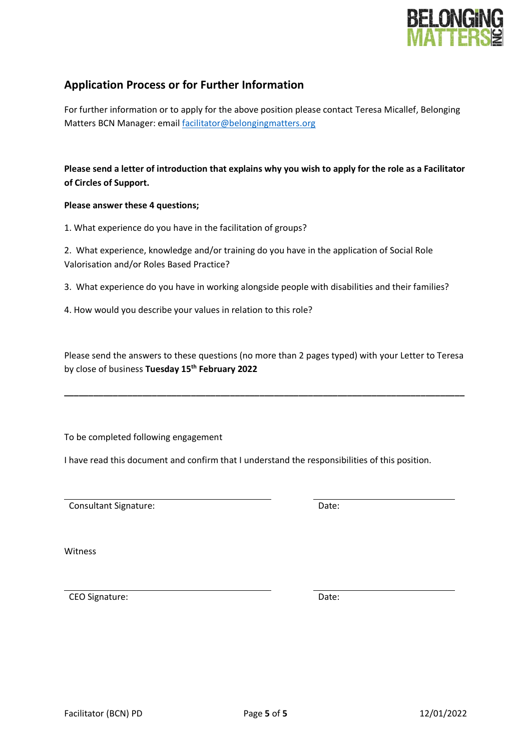## Application Process or for Further Information

For further information or to apply for the above position please contact Teresa Micallef, Belonging Matters BCN Manager: email facilitator@belongingmatters.org

**Please send a letter of introduction that explains why you wish to apply for the role as a Facilitator of Circles of Support.**

**Please answer these 4 questions;**

1. What experience do you have in the facilitation of groups?

2. What experience, knowledge and/or training do you have in the application of Social Role Valorisation and/or Roles Based Practice?

3. What experience do you have in working alongside people with disabilities and their families?

4. How would you describe your values in relation to this role?

Please send the answers to these questions (no more than 2 pages typed) with your Letter to Teresa by close of business **Tuesday 15th February 2022**

---

To be completed following engagement

I have read this document and confirm that I understand the responsibilities of this position.

Consultant Signature: ______________________ Date: ______________

Witness

CEO Signature: ______________________ Date: ______________